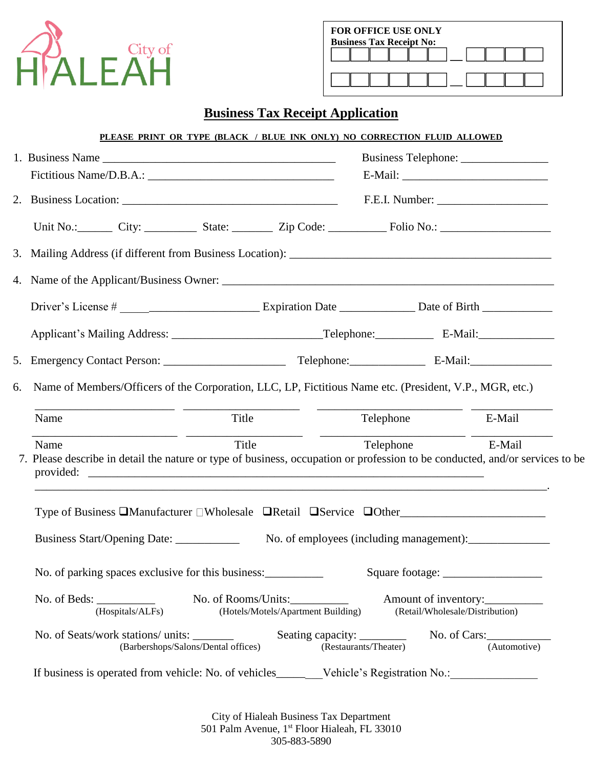City of HIALEAH

**FOR OFFICE USE ONLY**
**Business Tax Receipt No:**

# Business Tax Receipt Application

**PLEASE PRINT OR TYPE (BLACK / BLUE INK ONLY) NO CORRECTION FLUID ALLOWED**

1. Business Name ______________________________________ Business Telephone: ______________
   Fictitious Name/D.B.A.: ______________________________ E-Mail: _________________________

2. Business Location: ____________________________________ F.E.I. Number: __________________

   Unit No.:______ City: _________ State: _______ Zip Code: __________ Folio No.: __________________

3. Mailing Address (if different from Business Location): ______________________________________________

4. Name of the Applicant/Business Owner: _______________________________________________________

   Driver's License # _____________________ Expiration Date _____________ Date of Birth ____________

   Applicant's Mailing Address: _________________________Telephone:__________ E-Mail:_____________

5. Emergency Contact Person: _____________________ Telephone:_____________ E-Mail:______________

6. Name of Members/Officers of the Corporation, LLC, LP, Fictitious Name etc. (President, V.P., MGR, etc.)

| Name | Title | Telephone | E-Mail |
|---|---|---|---|
| Name | Title | Telephone | E-Mail |

7. Please describe in detail the nature or type of business, occupation or profession to be conducted, and/or services to be provided: ____________________________________________________________________

   ________________________________________________________________________________________.

   Type of Business ❑Manufacturer ❑Wholesale ❑Retail ❑Service ❑Other________________________

   Business Start/Opening Date: ___________ No. of employees (including management):______________

   No. of parking spaces exclusive for this business:__________ Square footage: _________________

   No. of Beds: __________ (Hospitals/ALFs) No. of Rooms/Units:__________ (Hotels/Motels/Apartment Building) Amount of inventory:__________ (Retail/Wholesale/Distribution)

   No. of Seats/work stations/ units: _______ (Barbershops/Salons/Dental offices) Seating capacity: ________ (Restaurants/Theater) No. of Cars:___________ (Automotive)

   If business is operated from vehicle: No. of vehicles________Vehicle's Registration No.:_______________

City of Hialeah Business Tax Department
501 Palm Avenue, 1st Floor Hialeah, FL 33010
305-883-5890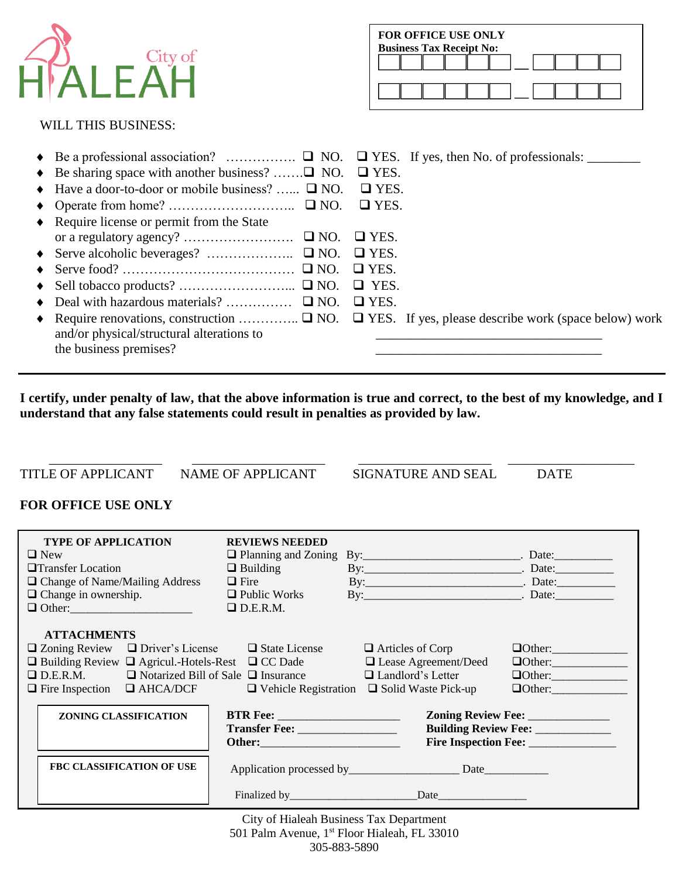City of HIALEAH

**FOR OFFICE USE ONLY**
**Business Tax Receipt No:**
☐☐☐☐☐☐ _ ☐☐☐☐

☐☐☐☐☐☐ _ ☐☐☐☐

WILL THIS BUSINESS:

- Be a professional association? ……………. ❑ NO. ❑ YES. If yes, then No. of professionals: ________
- Be sharing space with another business? …….❑ NO. ❑ YES.
- Have a door-to-door or mobile business? …... ❑ NO. ❑ YES.
- Operate from home? ……………………….. ❑ NO. ❑ YES.
- Require license or permit from the State or a regulatory agency? ……………………. ❑ NO. ❑ YES.
- Serve alcoholic beverages? ……………….. ❑ NO. ❑ YES.
- Serve food? ………………………………… ❑ NO. ❑ YES.
- Sell tobacco products? ……………………... ❑ NO. ❑ YES.
- Deal with hazardous materials? …………… ❑ NO. ❑ YES.
- Require renovations, construction ………….. ❑ NO. ❑ YES. If yes, please describe work (space below) work and/or physical/structural alterations to the business premises? ___________________________________ ___________________________________

---

**I certify, under penalty of law, that the above information is true and correct, to the best of my knowledge, and I understand that any false statements could result in penalties as provided by law.**

| _________________ | ____________________ | ____________________ | ___________________ |
|---|---|---|---|
| TITLE OF APPLICANT | NAME OF APPLICANT | SIGNATURE AND SEAL | DATE |

**FOR OFFICE USE ONLY**

**TYPE OF APPLICATION**
- ❑ New
- ❑ Transfer Location
- ❑ Change of Name/Mailing Address
- ❑ Change in ownership.
- ❑ Other:____________________

**REVIEWS NEEDED**
- ❑ Planning and Zoning By:_________________________. Date:_________
- ❑ Building By:_________________________. Date:_________
- ❑ Fire By:_________________________. Date:_________
- ❑ Public Works By:_________________________. Date:_________
- ❑ D.E.R.M.

**ATTACHMENTS**

| | | | | |
|---|---|---|---|---|
| ❑ Zoning Review | ❑ Driver's License | ❑ State License | ❑ Articles of Corp | ❑Other:____________ |
| ❑ Building Review | ❑ Agricul.-Hotels-Rest | ❑ CC Dade | ❑ Lease Agreement/Deed | ❑Other:____________ |
| ❑ D.E.R.M. | ❑ Notarized Bill of Sale | ❑ Insurance | ❑ Landlord's Letter | ❑Other:____________ |
| ❑ Fire Inspection | ❑ AHCA/DCF | ❑ Vehicle Registration | ❑ Solid Waste Pick-up | ❑Other:____________ |

**ZONING CLASSIFICATION**

**BTR Fee:** ____________________
**Transfer Fee:** ________________
**Other:**________________________

**Zoning Review Fee:** _____________
**Building Review Fee:** ____________
**Fire Inspection Fee:** ______________

**FBC CLASSIFICATION OF USE**

Application processed by__________________ Date___________

Finalized by_____________________Date_______________

City of Hialeah Business Tax Department
501 Palm Avenue, 1st Floor Hialeah, FL 33010
305-883-5890